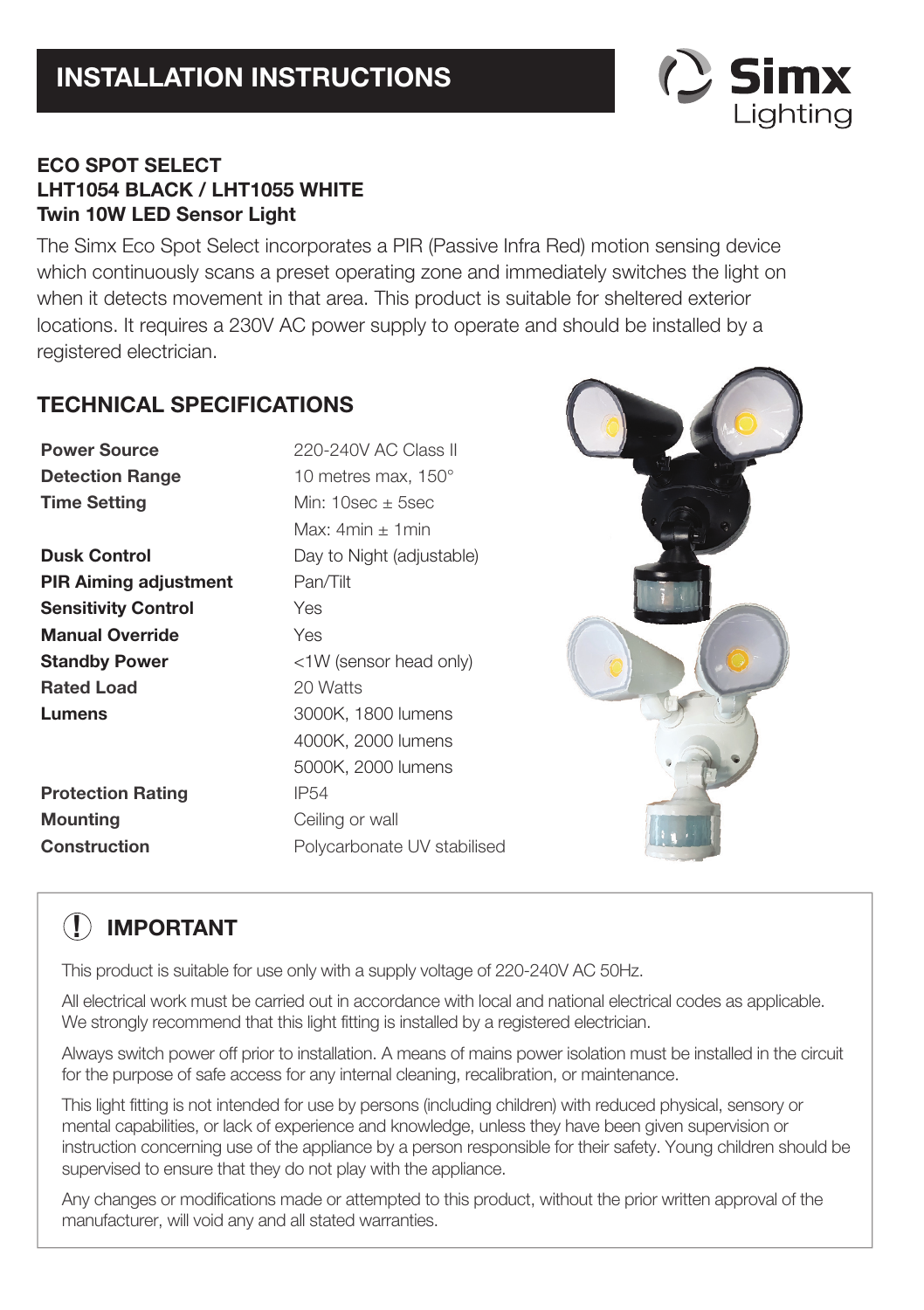# INSTALLATION INSTRUCTIONS

Simx Lighting

**ECO SPOT SELECT**
**LHT1054 BLACK / LHT1055 WHITE**
**Twin 10W LED Sensor Light**

The Simx Eco Spot Select incorporates a PIR (Passive Infra Red) motion sensing device which continuously scans a preset operating zone and immediately switches the light on when it detects movement in that area. This product is suitable for sheltered exterior locations. It requires a 230V AC power supply to operate and should be installed by a registered electrician.

## TECHNICAL SPECIFICATIONS

| | |
|---|---|
| **Power Source** | 220-240V AC Class II |
| **Detection Range** | 10 metres max, 150° |
| **Time Setting** | Min: 10sec ± 5sec<br>Max: 4min ± 1min |
| **Dusk Control** | Day to Night (adjustable) |
| **PIR Aiming adjustment** | Pan/Tilt |
| **Sensitivity Control** | Yes |
| **Manual Override** | Yes |
| **Standby Power** | <1W (sensor head only) |
| **Rated Load** | 20 Watts |
| **Lumens** | 3000K, 1800 lumens<br>4000K, 2000 lumens<br>5000K, 2000 lumens |
| **Protection Rating** | IP54 |
| **Mounting** | Ceiling or wall |
| **Construction** | Polycarbonate UV stabilised |

## IMPORTANT

This product is suitable for use only with a supply voltage of 220-240V AC 50Hz.

All electrical work must be carried out in accordance with local and national electrical codes as applicable. We strongly recommend that this light fitting is installed by a registered electrician.

Always switch power off prior to installation. A means of mains power isolation must be installed in the circuit for the purpose of safe access for any internal cleaning, recalibration, or maintenance.

This light fitting is not intended for use by persons (including children) with reduced physical, sensory or mental capabilities, or lack of experience and knowledge, unless they have been given supervision or instruction concerning use of the appliance by a person responsible for their safety. Young children should be supervised to ensure that they do not play with the appliance.

Any changes or modifications made or attempted to this product, without the prior written approval of the manufacturer, will void any and all stated warranties.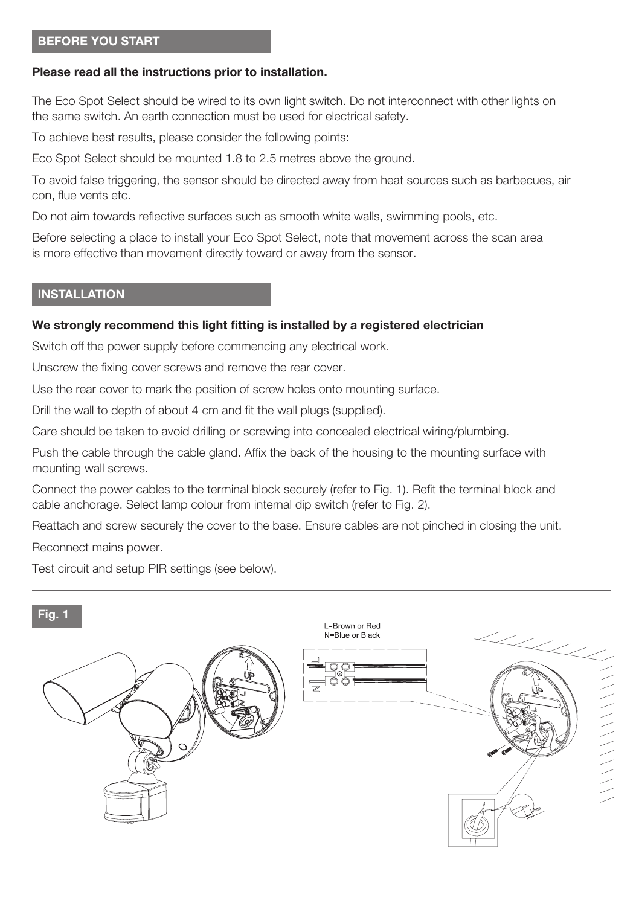## BEFORE YOU START

**Please read all the instructions prior to installation.**

The Eco Spot Select should be wired to its own light switch. Do not interconnect with other lights on the same switch. An earth connection must be used for electrical safety.

To achieve best results, please consider the following points:

Eco Spot Select should be mounted 1.8 to 2.5 metres above the ground.

To avoid false triggering, the sensor should be directed away from heat sources such as barbecues, air con, flue vents etc.

Do not aim towards reflective surfaces such as smooth white walls, swimming pools, etc.

Before selecting a place to install your Eco Spot Select, note that movement across the scan area is more effective than movement directly toward or away from the sensor.

## INSTALLATION

**We strongly recommend this light fitting is installed by a registered electrician**

Switch off the power supply before commencing any electrical work.

Unscrew the fixing cover screws and remove the rear cover.

Use the rear cover to mark the position of screw holes onto mounting surface.

Drill the wall to depth of about 4 cm and fit the wall plugs (supplied).

Care should be taken to avoid drilling or screwing into concealed electrical wiring/plumbing.

Push the cable through the cable gland. Affix the back of the housing to the mounting surface with mounting wall screws.

Connect the power cables to the terminal block securely (refer to Fig. 1). Refit the terminal block and cable anchorage. Select lamp colour from internal dip switch (refer to Fig. 2).

Reattach and screw securely the cover to the base. Ensure cables are not pinched in closing the unit.

Reconnect mains power.

Test circuit and setup PIR settings (see below).

**Fig. 1**

L=Brown or Red
N=Blue or Black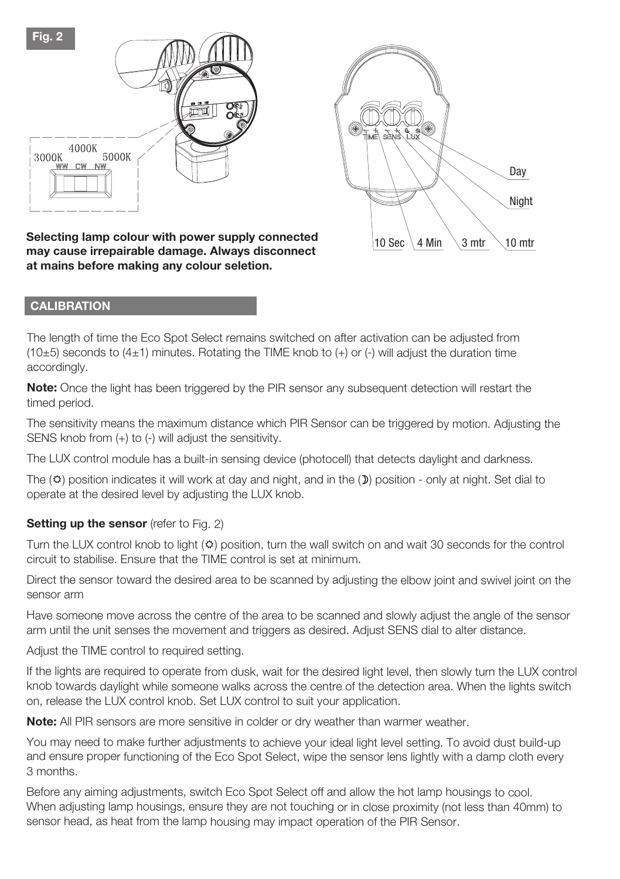**Fig. 2**

3000K 4000K 5000K
WW CW NW

Day

Night

10 Sec 4 Min 3 mtr 10 mtr

**Selecting lamp colour with power supply connected may cause irrepairable damage. Always disconnect at mains before making any colour seletion.**

## CALIBRATION

The length of time the Eco Spot Select remains switched on after activation can be adjusted from (10±5) seconds to (4±1) minutes. Rotating the TIME knob to (+) or (-) will adjust the duration time accordingly.

**Note:** Once the light has been triggered by the PIR sensor any subsequent detection will restart the timed period.

The sensitivity means the maximum distance which PIR Sensor can be triggered by motion. Adjusting the SENS knob from (+) to (-) will adjust the sensitivity.

The LUX control module has a built-in sensing device (photocell) that detects daylight and darkness.

The (☼) position indicates it will work at day and night, and in the (☽) position - only at night. Set dial to operate at the desired level by adjusting the LUX knob.

**Setting up the sensor** (refer to Fig. 2)

Turn the LUX control knob to light (☼) position, turn the wall switch on and wait 30 seconds for the control circuit to stabilise. Ensure that the TIME control is set at minimum.

Direct the sensor toward the desired area to be scanned by adjusting the elbow joint and swivel joint on the sensor arm

Have someone move across the centre of the area to be scanned and slowly adjust the angle of the sensor arm until the unit senses the movement and triggers as desired. Adjust SENS dial to alter distance.

Adjust the TIME control to required setting.

If the lights are required to operate from dusk, wait for the desired light level, then slowly turn the LUX control knob towards daylight while someone walks across the centre of the detection area. When the lights switch on, release the LUX control knob. Set LUX control to suit your application.

**Note:** All PIR sensors are more sensitive in colder or dry weather than warmer weather.

You may need to make further adjustments to achieve your ideal light level setting. To avoid dust build-up and ensure proper functioning of the Eco Spot Select, wipe the sensor lens lightly with a damp cloth every 3 months.

Before any aiming adjustments, switch Eco Spot Select off and allow the hot lamp housings to cool. When adjusting lamp housings, ensure they are not touching or in close proximity (not less than 40mm) to sensor head, as heat from the lamp housing may impact operation of the PIR Sensor.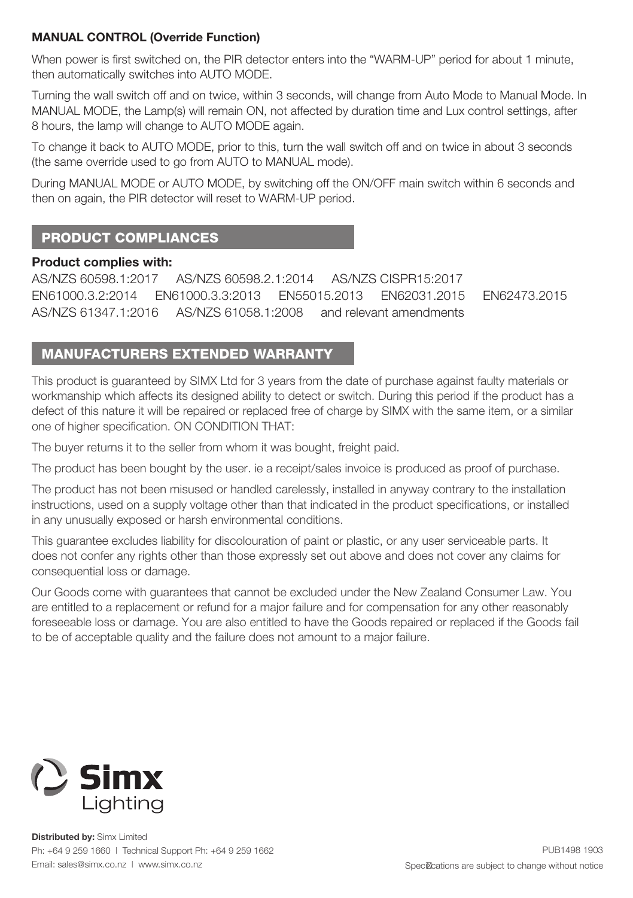**MANUAL CONTROL (Override Function)**

When power is first switched on, the PIR detector enters into the "WARM-UP" period for about 1 minute, then automatically switches into AUTO MODE.

Turning the wall switch off and on twice, within 3 seconds, will change from Auto Mode to Manual Mode. In MANUAL MODE, the Lamp(s) will remain ON, not affected by duration time and Lux control settings, after 8 hours, the lamp will change to AUTO MODE again.

To change it back to AUTO MODE, prior to this, turn the wall switch off and on twice in about 3 seconds (the same override used to go from AUTO to MANUAL mode).

During MANUAL MODE or AUTO MODE, by switching off the ON/OFF main switch within 6 seconds and then on again, the PIR detector will reset to WARM-UP period.

## PRODUCT COMPLIANCES

**Product complies with:**

AS/NZS 60598.1:2017 AS/NZS 60598.2.1:2014 AS/NZS CISPR15:2017
EN61000.3.2:2014 EN61000.3.3:2013 EN55015.2013 EN62031.2015 EN62473.2015
AS/NZS 61347.1:2016 AS/NZS 61058.1:2008 and relevant amendments

## MANUFACTURERS EXTENDED WARRANTY

This product is guaranteed by SIMX Ltd for 3 years from the date of purchase against faulty materials or workmanship which affects its designed ability to detect or switch. During this period if the product has a defect of this nature it will be repaired or replaced free of charge by SIMX with the same item, or a similar one of higher specification. ON CONDITION THAT:

The buyer returns it to the seller from whom it was bought, freight paid.

The product has been bought by the user. ie a receipt/sales invoice is produced as proof of purchase.

The product has not been misused or handled carelessly, installed in anyway contrary to the installation instructions, used on a supply voltage other than that indicated in the product specifications, or installed in any unusually exposed or harsh environmental conditions.

This guarantee excludes liability for discolouration of paint or plastic, or any user serviceable parts. It does not confer any rights other than those expressly set out above and does not cover any claims for consequential loss or damage.

Our Goods come with guarantees that cannot be excluded under the New Zealand Consumer Law. You are entitled to a replacement or refund for a major failure and for compensation for any other reasonably foreseeable loss or damage. You are also entitled to have the Goods repaired or replaced if the Goods fail to be of acceptable quality and the failure does not amount to a major failure.

Simx Lighting

**Distributed by:** Simx Limited
Ph: +64 9 259 1660 | Technical Support Ph: +64 9 259 1662
Email: sales@simx.co.nz | www.simx.co.nz

PUB1498 1903
Specifications are subject to change without notice